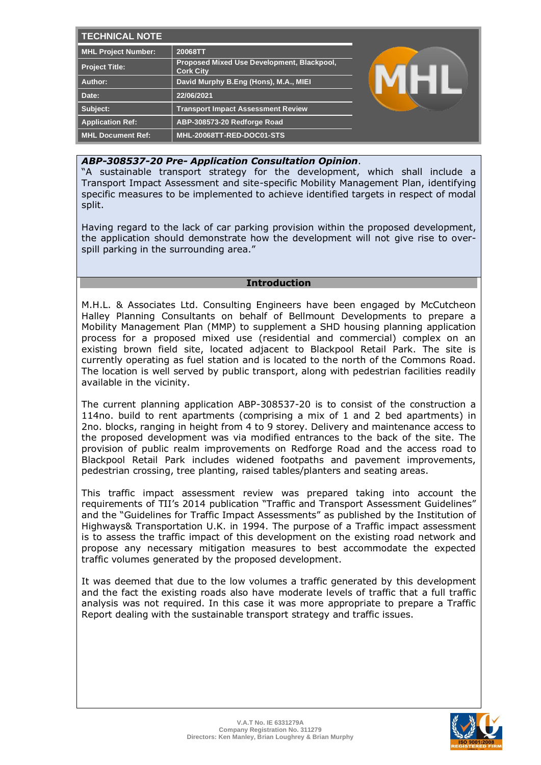## TECHNICAL NOTE

| MHL Project Number: | 20068TT |
|---|---|
| Project Title: | Proposed Mixed Use Development, Blackpool, Cork City |
| Author: | David Murphy B.Eng (Hons), M.A., MIEI |
| Date: | 22/06/2021 |
| Subject: | Transport Impact Assessment Review |
| Application Ref: | ABP-308573-20 Redforge Road |
| MHL Document Ref: | MHL-20068TT-RED-DOC01-STS |

***ABP-308537-20 Pre- Application Consultation Opinion***.

"A sustainable transport strategy for the development, which shall include a Transport Impact Assessment and site-specific Mobility Management Plan, identifying specific measures to be implemented to achieve identified targets in respect of modal split.

Having regard to the lack of car parking provision within the proposed development, the application should demonstrate how the development will not give rise to over-spill parking in the surrounding area."

## Introduction

M.H.L. & Associates Ltd. Consulting Engineers have been engaged by McCutcheon Halley Planning Consultants on behalf of Bellmount Developments to prepare a Mobility Management Plan (MMP) to supplement a SHD housing planning application process for a proposed mixed use (residential and commercial) complex on an existing brown field site, located adjacent to Blackpool Retail Park. The site is currently operating as fuel station and is located to the north of the Commons Road. The location is well served by public transport, along with pedestrian facilities readily available in the vicinity.

The current planning application ABP-308537-20 is to consist of the construction a 114no. build to rent apartments (comprising a mix of 1 and 2 bed apartments) in 2no. blocks, ranging in height from 4 to 9 storey. Delivery and maintenance access to the proposed development was via modified entrances to the back of the site. The provision of public realm improvements on Redforge Road and the access road to Blackpool Retail Park includes widened footpaths and pavement improvements, pedestrian crossing, tree planting, raised tables/planters and seating areas.

This traffic impact assessment review was prepared taking into account the requirements of TII's 2014 publication "Traffic and Transport Assessment Guidelines" and the "Guidelines for Traffic Impact Assessments" as published by the Institution of Highways& Transportation U.K. in 1994. The purpose of a Traffic impact assessment is to assess the traffic impact of this development on the existing road network and propose any necessary mitigation measures to best accommodate the expected traffic volumes generated by the proposed development.

It was deemed that due to the low volumes a traffic generated by this development and the fact the existing roads also have moderate levels of traffic that a full traffic analysis was not required. In this case it was more appropriate to prepare a Traffic Report dealing with the sustainable transport strategy and traffic issues.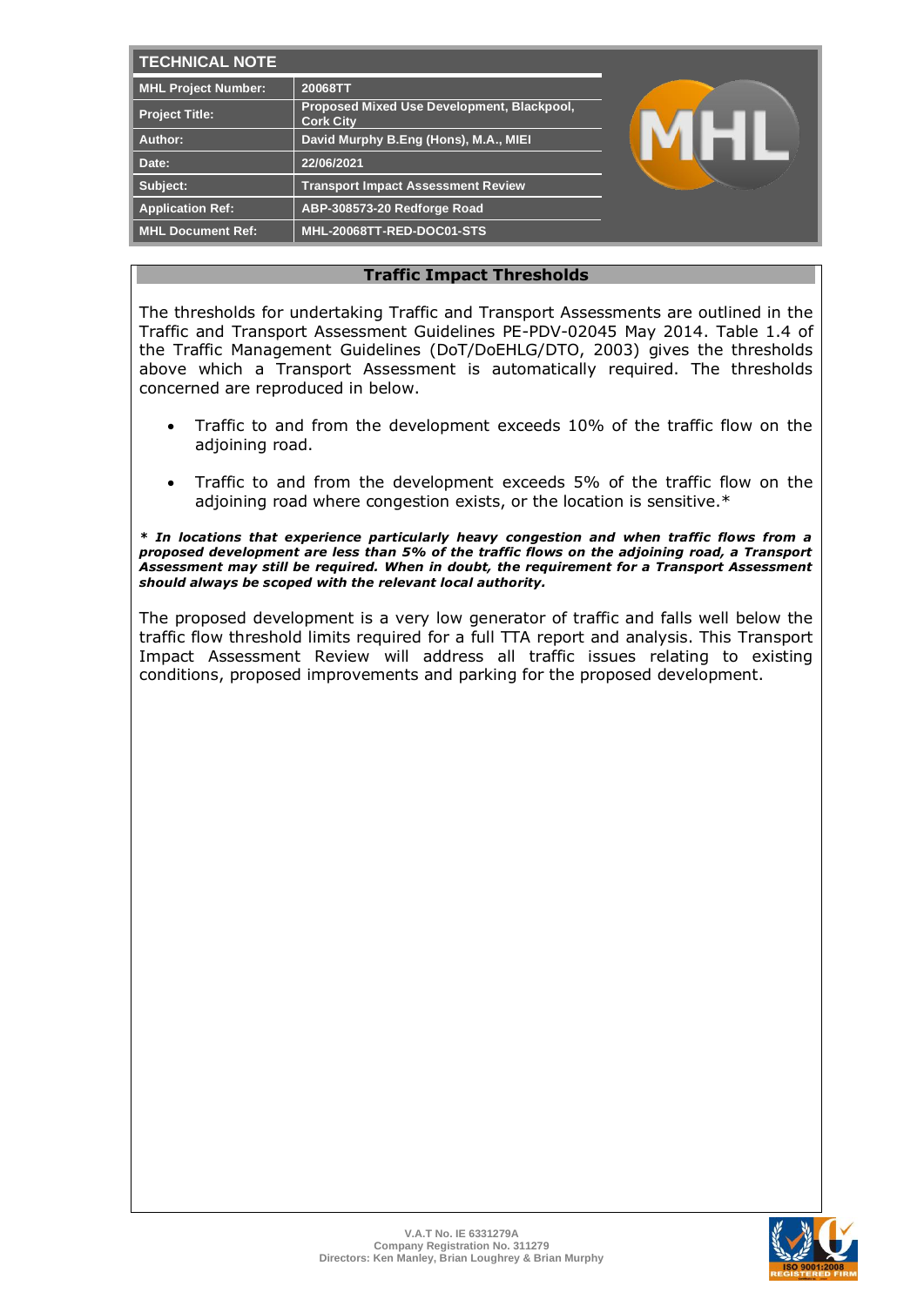| TECHNICAL NOTE | |
|---|---|
| MHL Project Number: | 20068TT |
| Project Title: | Proposed Mixed Use Development, Blackpool, Cork City |
| Author: | David Murphy B.Eng (Hons), M.A., MIEI |
| Date: | 22/06/2021 |
| Subject: | Transport Impact Assessment Review |
| Application Ref: | ABP-308573-20 Redforge Road |
| MHL Document Ref: | MHL-20068TT-RED-DOC01-STS |

## Traffic Impact Thresholds

The thresholds for undertaking Traffic and Transport Assessments are outlined in the Traffic and Transport Assessment Guidelines PE-PDV-02045 May 2014. Table 1.4 of the Traffic Management Guidelines (DoT/DoEHLG/DTO, 2003) gives the thresholds above which a Transport Assessment is automatically required. The thresholds concerned are reproduced in below.

- Traffic to and from the development exceeds 10% of the traffic flow on the adjoining road.
- Traffic to and from the development exceeds 5% of the traffic flow on the adjoining road where congestion exists, or the location is sensitive.*

***\* In locations that experience particularly heavy congestion and when traffic flows from a proposed development are less than 5% of the traffic flows on the adjoining road, a Transport Assessment may still be required. When in doubt, the requirement for a Transport Assessment should always be scoped with the relevant local authority.***

The proposed development is a very low generator of traffic and falls well below the traffic flow threshold limits required for a full TTA report and analysis. This Transport Impact Assessment Review will address all traffic issues relating to existing conditions, proposed improvements and parking for the proposed development.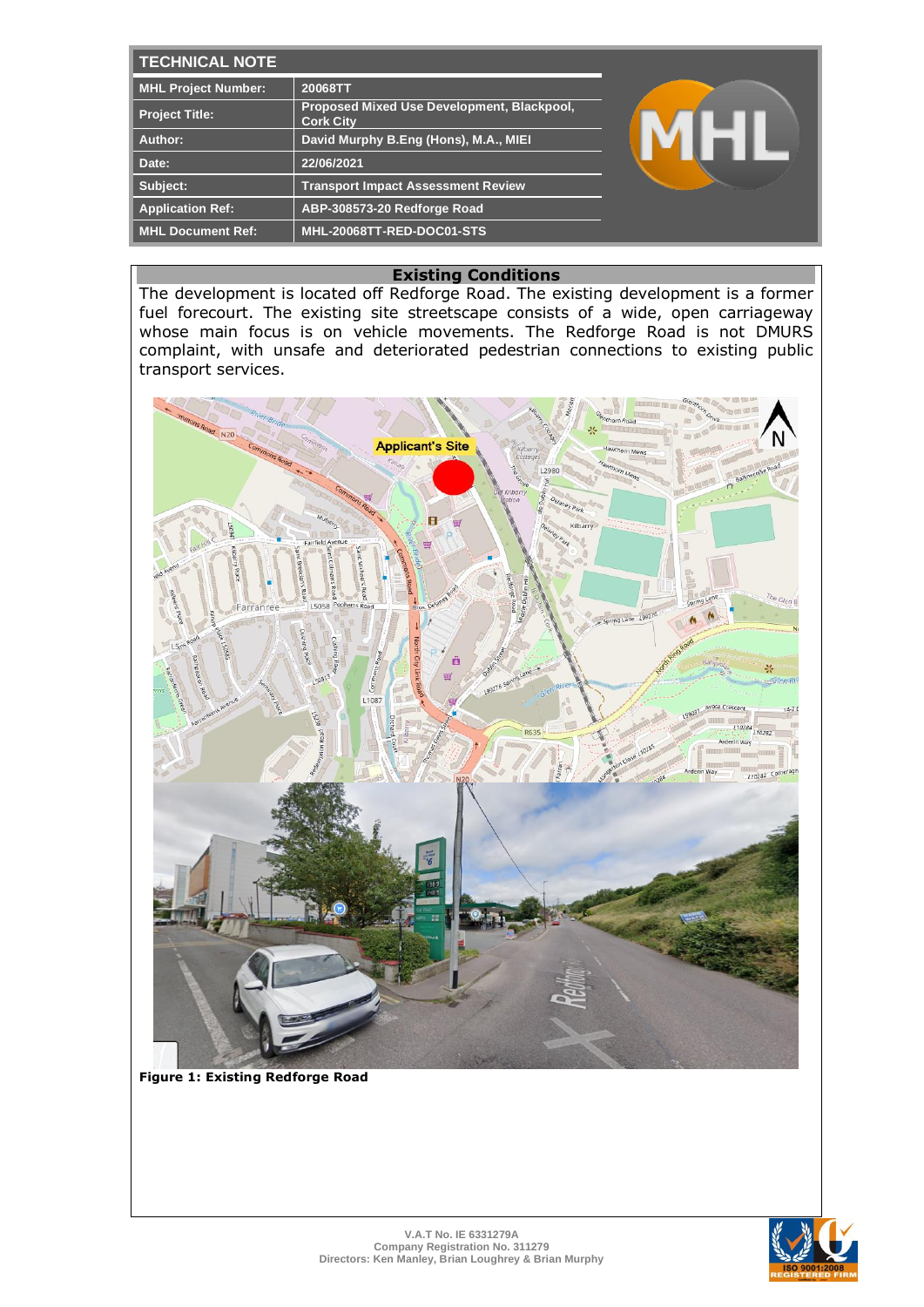## TECHNICAL NOTE

| | |
|---|---|
| **MHL Project Number:** | 20068TT |
| **Project Title:** | Proposed Mixed Use Development, Blackpool, Cork City |
| **Author:** | David Murphy B.Eng (Hons), M.A., MIEI |
| **Date:** | 22/06/2021 |
| **Subject:** | Transport Impact Assessment Review |
| **Application Ref:** | ABP-308573-20 Redforge Road |
| **MHL Document Ref:** | MHL-20068TT-RED-DOC01-STS |

### Existing Conditions

The development is located off Redforge Road. The existing development is a former fuel forecourt. The existing site streetscape consists of a wide, open carriageway whose main focus is on vehicle movements. The Redforge Road is not DMURS complaint, with unsafe and deteriorated pedestrian connections to existing public transport services.

**Figure 1: Existing Redforge Road**

V.A.T No. IE 6331279A
Company Registration No. 311279
Directors: Ken Manley, Brian Loughrey & Brian Murphy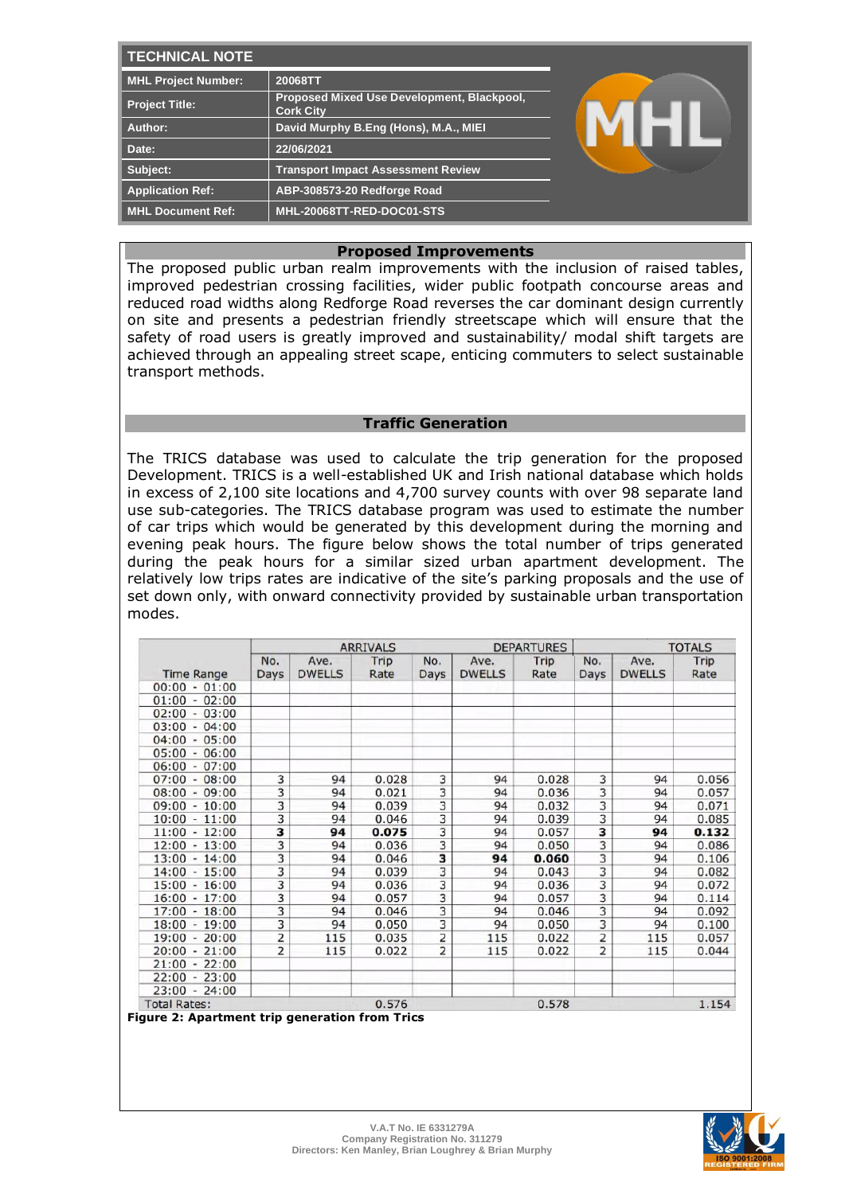## TECHNICAL NOTE

| | |
|---|---|
| MHL Project Number: | 20068TT |
| Project Title: | Proposed Mixed Use Development, Blackpool, Cork City |
| Author: | David Murphy B.Eng (Hons), M.A., MIEI |
| Date: | 22/06/2021 |
| Subject: | Transport Impact Assessment Review |
| Application Ref: | ABP-308573-20 Redforge Road |
| MHL Document Ref: | MHL-20068TT-RED-DOC01-STS |

### Proposed Improvements

The proposed public urban realm improvements with the inclusion of raised tables, improved pedestrian crossing facilities, wider public footpath concourse areas and reduced road widths along Redforge Road reverses the car dominant design currently on site and presents a pedestrian friendly streetscape which will ensure that the safety of road users is greatly improved and sustainability/ modal shift targets are achieved through an appealing street scape, enticing commuters to select sustainable transport methods.

### Traffic Generation

The TRICS database was used to calculate the trip generation for the proposed Development. TRICS is a well-established UK and Irish national database which holds in excess of 2,100 site locations and 4,700 survey counts with over 98 separate land use sub-categories. The TRICS database program was used to estimate the number of car trips which would be generated by this development during the morning and evening peak hours. The figure below shows the total number of trips generated during the peak hours for a similar sized urban apartment development. The relatively low trips rates are indicative of the site's parking proposals and the use of set down only, with onward connectivity provided by sustainable urban transportation modes.

| | ARRIVALS | | | DEPARTURES | | | TOTALS | | |
|---|---|---|---|---|---|---|---|---|---|
| Time Range | No. Days | Ave. DWELLS | Trip Rate | No. Days | Ave. DWELLS | Trip Rate | No. Days | Ave. DWELLS | Trip Rate |
| 00:00 - 01:00 | | | | | | | | | |
| 01:00 - 02:00 | | | | | | | | | |
| 02:00 - 03:00 | | | | | | | | | |
| 03:00 - 04:00 | | | | | | | | | |
| 04:00 - 05:00 | | | | | | | | | |
| 05:00 - 06:00 | | | | | | | | | |
| 06:00 - 07:00 | | | | | | | | | |
| 07:00 - 08:00 | 3 | 94 | 0.028 | 3 | 94 | 0.028 | 3 | 94 | 0.056 |
| 08:00 - 09:00 | 3 | 94 | 0.021 | 3 | 94 | 0.036 | 3 | 94 | 0.057 |
| 09:00 - 10:00 | 3 | 94 | 0.039 | 3 | 94 | 0.032 | 3 | 94 | 0.071 |
| 10:00 - 11:00 | 3 | 94 | 0.046 | 3 | 94 | 0.039 | 3 | 94 | 0.085 |
| 11:00 - 12:00 | **3** | **94** | **0.075** | 3 | 94 | 0.057 | **3** | **94** | **0.132** |
| 12:00 - 13:00 | 3 | 94 | 0.036 | 3 | 94 | 0.050 | 3 | 94 | 0.086 |
| 13:00 - 14:00 | 3 | 94 | 0.046 | **3** | **94** | **0.060** | 3 | 94 | 0.106 |
| 14:00 - 15:00 | 3 | 94 | 0.039 | 3 | 94 | 0.043 | 3 | 94 | 0.082 |
| 15:00 - 16:00 | 3 | 94 | 0.036 | 3 | 94 | 0.036 | 3 | 94 | 0.072 |
| 16:00 - 17:00 | 3 | 94 | 0.057 | 3 | 94 | 0.057 | 3 | 94 | 0.114 |
| 17:00 - 18:00 | 3 | 94 | 0.046 | 3 | 94 | 0.046 | 3 | 94 | 0.092 |
| 18:00 - 19:00 | 3 | 94 | 0.050 | 3 | 94 | 0.050 | 3 | 94 | 0.100 |
| 19:00 - 20:00 | 2 | 115 | 0.035 | 2 | 115 | 0.022 | 2 | 115 | 0.057 |
| 20:00 - 21:00 | 2 | 115 | 0.022 | 2 | 115 | 0.022 | 2 | 115 | 0.044 |
| 21:00 - 22:00 | | | | | | | | | |
| 22:00 - 23:00 | | | | | | | | | |
| 23:00 - 24:00 | | | | | | | | | |
| Total Rates: | | | 0.576 | | | 0.578 | | | 1.154 |

**Figure 2: Apartment trip generation from Trics**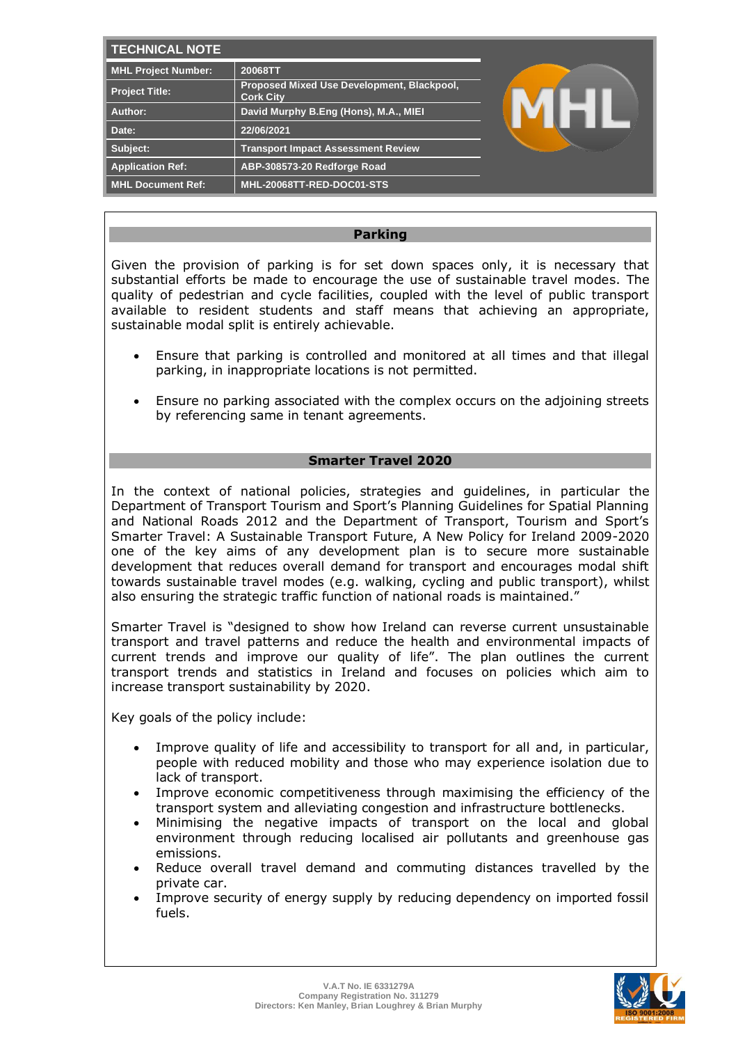| TECHNICAL NOTE | |
|---|---|
| MHL Project Number: | 20068TT |
| Project Title: | Proposed Mixed Use Development, Blackpool, Cork City |
| Author: | David Murphy B.Eng (Hons), M.A., MIEI |
| Date: | 22/06/2021 |
| Subject: | Transport Impact Assessment Review |
| Application Ref: | ABP-308573-20 Redforge Road |
| MHL Document Ref: | MHL-20068TT-RED-DOC01-STS |

## Parking

Given the provision of parking is for set down spaces only, it is necessary that substantial efforts be made to encourage the use of sustainable travel modes. The quality of pedestrian and cycle facilities, coupled with the level of public transport available to resident students and staff means that achieving an appropriate, sustainable modal split is entirely achievable.

- Ensure that parking is controlled and monitored at all times and that illegal parking, in inappropriate locations is not permitted.
- Ensure no parking associated with the complex occurs on the adjoining streets by referencing same in tenant agreements.

## Smarter Travel 2020

In the context of national policies, strategies and guidelines, in particular the Department of Transport Tourism and Sport's Planning Guidelines for Spatial Planning and National Roads 2012 and the Department of Transport, Tourism and Sport's Smarter Travel: A Sustainable Transport Future, A New Policy for Ireland 2009-2020 one of the key aims of any development plan is to secure more sustainable development that reduces overall demand for transport and encourages modal shift towards sustainable travel modes (e.g. walking, cycling and public transport), whilst also ensuring the strategic traffic function of national roads is maintained."

Smarter Travel is "designed to show how Ireland can reverse current unsustainable transport and travel patterns and reduce the health and environmental impacts of current trends and improve our quality of life". The plan outlines the current transport trends and statistics in Ireland and focuses on policies which aim to increase transport sustainability by 2020.

Key goals of the policy include:

- Improve quality of life and accessibility to transport for all and, in particular, people with reduced mobility and those who may experience isolation due to lack of transport.
- Improve economic competitiveness through maximising the efficiency of the transport system and alleviating congestion and infrastructure bottlenecks.
- Minimising the negative impacts of transport on the local and global environment through reducing localised air pollutants and greenhouse gas emissions.
- Reduce overall travel demand and commuting distances travelled by the private car.
- Improve security of energy supply by reducing dependency on imported fossil fuels.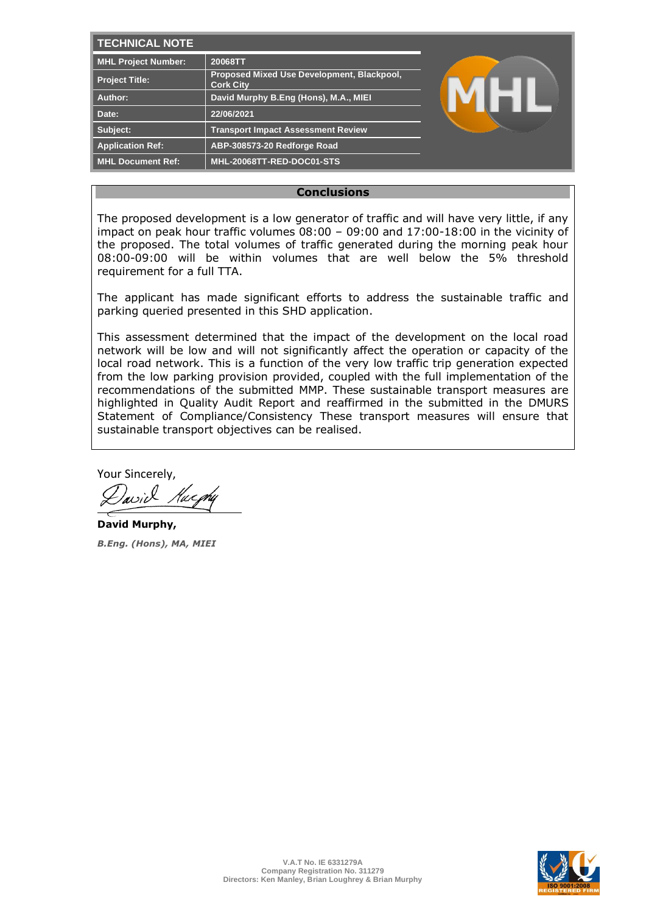## TECHNICAL NOTE

| | |
|---|---|
| **MHL Project Number:** | **20068TT** |
| **Project Title:** | **Proposed Mixed Use Development, Blackpool, Cork City** |
| **Author:** | **David Murphy B.Eng (Hons), M.A., MIEI** |
| **Date:** | **22/06/2021** |
| **Subject:** | **Transport Impact Assessment Review** |
| **Application Ref:** | **ABP-308573-20 Redforge Road** |
| **MHL Document Ref:** | **MHL-20068TT-RED-DOC01-STS** |

### Conclusions

The proposed development is a low generator of traffic and will have very little, if any impact on peak hour traffic volumes 08:00 – 09:00 and 17:00-18:00 in the vicinity of the proposed. The total volumes of traffic generated during the morning peak hour 08:00-09:00 will be within volumes that are well below the 5% threshold requirement for a full TTA.

The applicant has made significant efforts to address the sustainable traffic and parking queried presented in this SHD application.

This assessment determined that the impact of the development on the local road network will be low and will not significantly affect the operation or capacity of the local road network. This is a function of the very low traffic trip generation expected from the low parking provision provided, coupled with the full implementation of the recommendations of the submitted MMP. These sustainable transport measures are highlighted in Quality Audit Report and reaffirmed in the submitted in the DMURS Statement of Compliance/Consistency These transport measures will ensure that sustainable transport objectives can be realised.

Your Sincerely,

**David Murphy,**

***B.Eng. (Hons), MA, MIEI***

V.A.T No. IE 6331279A
Company Registration No. 311279
Directors: Ken Manley, Brian Loughrey & Brian Murphy